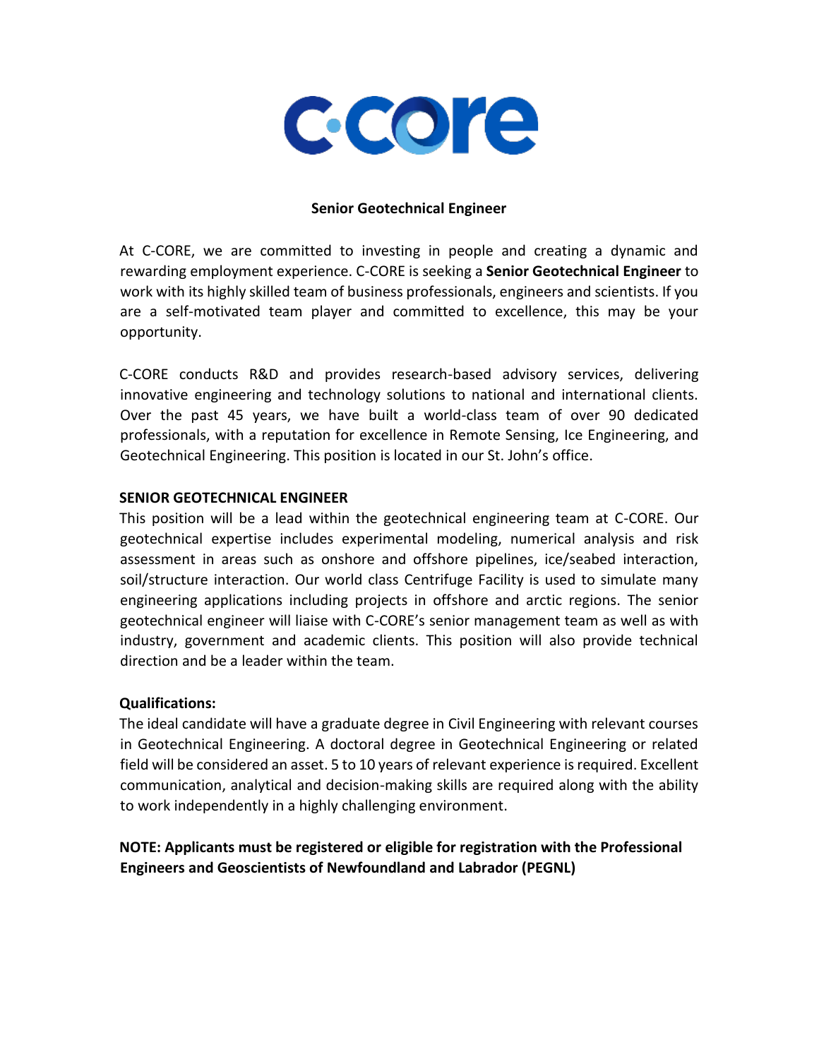# Senior Geotechnical Engineer

At C-CORE, we are committed to investing in people and creating a dynamic and rewarding employment experience. C-CORE is seeking a **Senior Geotechnical Engineer** to work with its highly skilled team of business professionals, engineers and scientists. If you are a self-motivated team player and committed to excellence, this may be your opportunity.

C-CORE conducts R&D and provides research-based advisory services, delivering innovative engineering and technology solutions to national and international clients. Over the past 45 years, we have built a world-class team of over 90 dedicated professionals, with a reputation for excellence in Remote Sensing, Ice Engineering, and Geotechnical Engineering. This position is located in our St. John's office.

## SENIOR GEOTECHNICAL ENGINEER

This position will be a lead within the geotechnical engineering team at C-CORE. Our geotechnical expertise includes experimental modeling, numerical analysis and risk assessment in areas such as onshore and offshore pipelines, ice/seabed interaction, soil/structure interaction. Our world class Centrifuge Facility is used to simulate many engineering applications including projects in offshore and arctic regions. The senior geotechnical engineer will liaise with C-CORE's senior management team as well as with industry, government and academic clients. This position will also provide technical direction and be a leader within the team.

### Qualifications:

The ideal candidate will have a graduate degree in Civil Engineering with relevant courses in Geotechnical Engineering. A doctoral degree in Geotechnical Engineering or related field will be considered an asset. 5 to 10 years of relevant experience is required. Excellent communication, analytical and decision-making skills are required along with the ability to work independently in a highly challenging environment.

**NOTE: Applicants must be registered or eligible for registration with the Professional Engineers and Geoscientists of Newfoundland and Labrador (PEGNL)**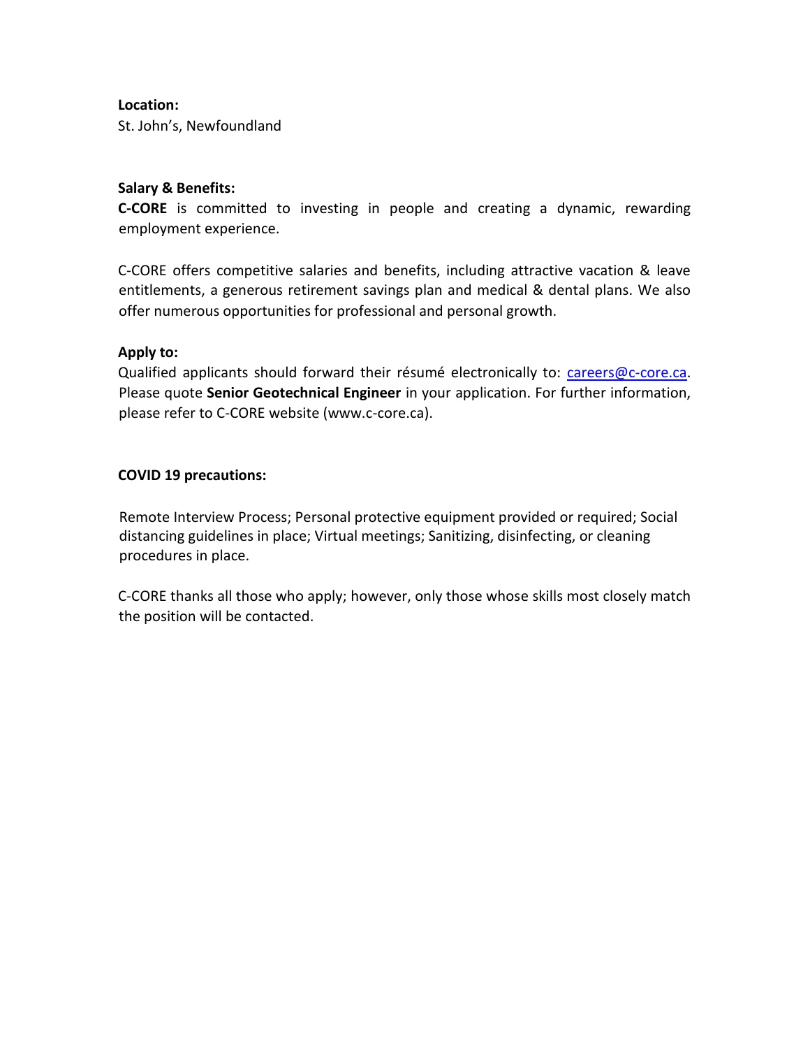**Location:**
St. John's, Newfoundland

**Salary & Benefits:**
**C-CORE** is committed to investing in people and creating a dynamic, rewarding employment experience.

C-CORE offers competitive salaries and benefits, including attractive vacation & leave entitlements, a generous retirement savings plan and medical & dental plans. We also offer numerous opportunities for professional and personal growth.

**Apply to:**
Qualified applicants should forward their résumé electronically to: careers@c-core.ca. Please quote **Senior Geotechnical Engineer** in your application. For further information, please refer to C-CORE website (www.c-core.ca).

**COVID 19 precautions:**

Remote Interview Process; Personal protective equipment provided or required; Social distancing guidelines in place; Virtual meetings; Sanitizing, disinfecting, or cleaning procedures in place.

C-CORE thanks all those who apply; however, only those whose skills most closely match the position will be contacted.